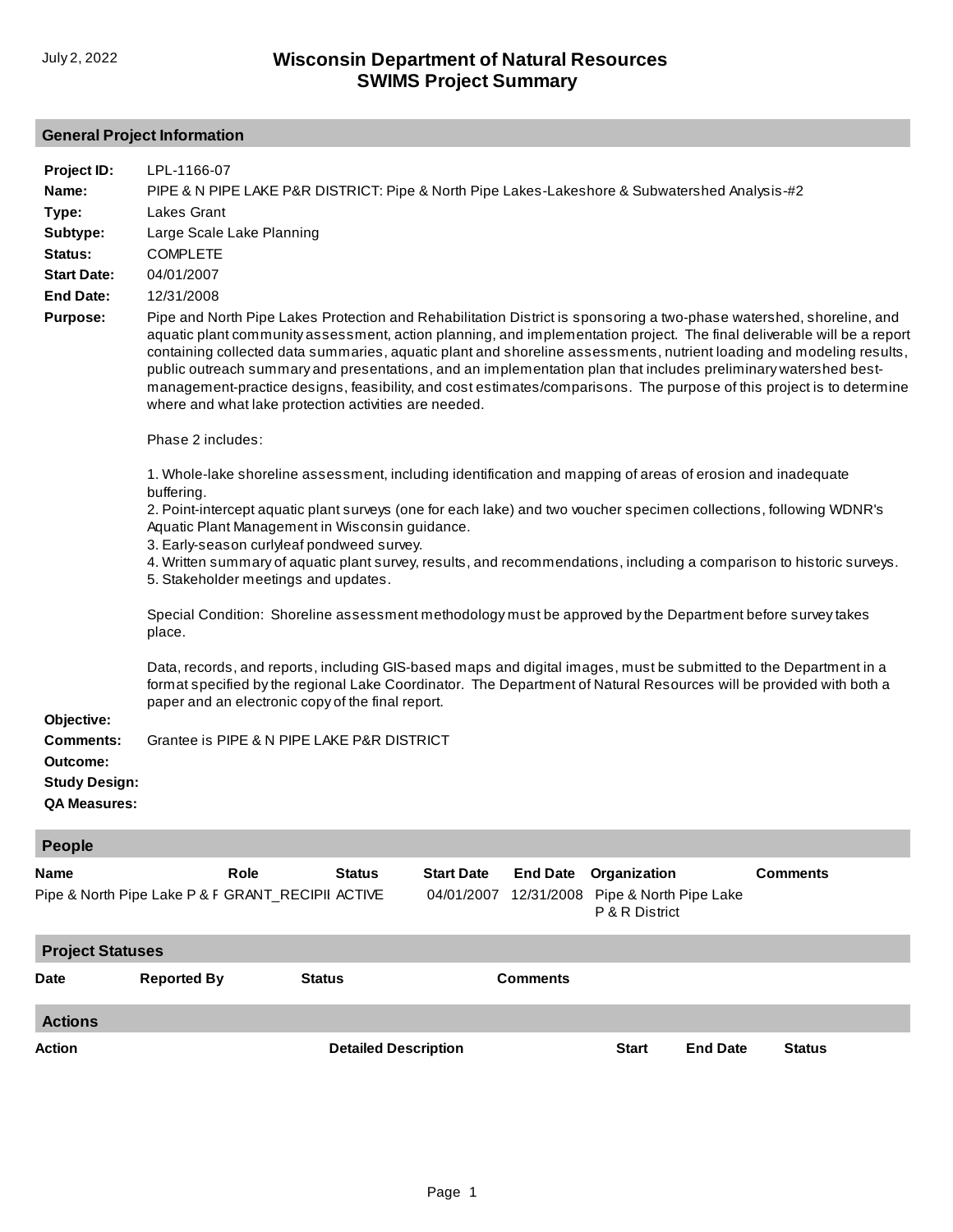July 2, 2022

# Wisconsin Department of Natural Resources
# SWIMS Project Summary

## General Project Information

**Project ID:** LPL-1166-07

**Name:** PIPE & N PIPE LAKE P&R DISTRICT: Pipe & North Pipe Lakes-Lakeshore & Subwatershed Analysis-#2

**Type:** Lakes Grant

**Subtype:** Large Scale Lake Planning

**Status:** COMPLETE

**Start Date:** 04/01/2007

**End Date:** 12/31/2008

**Purpose:** Pipe and North Pipe Lakes Protection and Rehabilitation District is sponsoring a two-phase watershed, shoreline, and aquatic plant community assessment, action planning, and implementation project. The final deliverable will be a report containing collected data summaries, aquatic plant and shoreline assessments, nutrient loading and modeling results, public outreach summary and presentations, and an implementation plan that includes preliminary watershed best-management-practice designs, feasibility, and cost estimates/comparisons. The purpose of this project is to determine where and what lake protection activities are needed.

Phase 2 includes:

1. Whole-lake shoreline assessment, including identification and mapping of areas of erosion and inadequate buffering.
2. Point-intercept aquatic plant surveys (one for each lake) and two voucher specimen collections, following WDNR's Aquatic Plant Management in Wisconsin guidance.
3. Early-season curlyleaf pondweed survey.
4. Written summary of aquatic plant survey, results, and recommendations, including a comparison to historic surveys.
5. Stakeholder meetings and updates.

Special Condition: Shoreline assessment methodology must be approved by the Department before survey takes place.

Data, records, and reports, including GIS-based maps and digital images, must be submitted to the Department in a format specified by the regional Lake Coordinator. The Department of Natural Resources will be provided with both a paper and an electronic copy of the final report.

**Objective:**

**Comments:** Grantee is PIPE & N PIPE LAKE P&R DISTRICT

**Outcome:**

**Study Design:**

**QA Measures:**

## People

| Name | Role | Status | Start Date | End Date | Organization | Comments |
|---|---|---|---|---|---|---|
| Pipe & North Pipe Lake P & F | GRANT_RECIPII | ACTIVE | 04/01/2007 | 12/31/2008 | Pipe & North Pipe Lake P & R District | |

## Project Statuses

| Date | Reported By | Status | Comments |
|---|---|---|---|

## Actions

| Action | Detailed Description | Start | End Date | Status |
|---|---|---|---|---|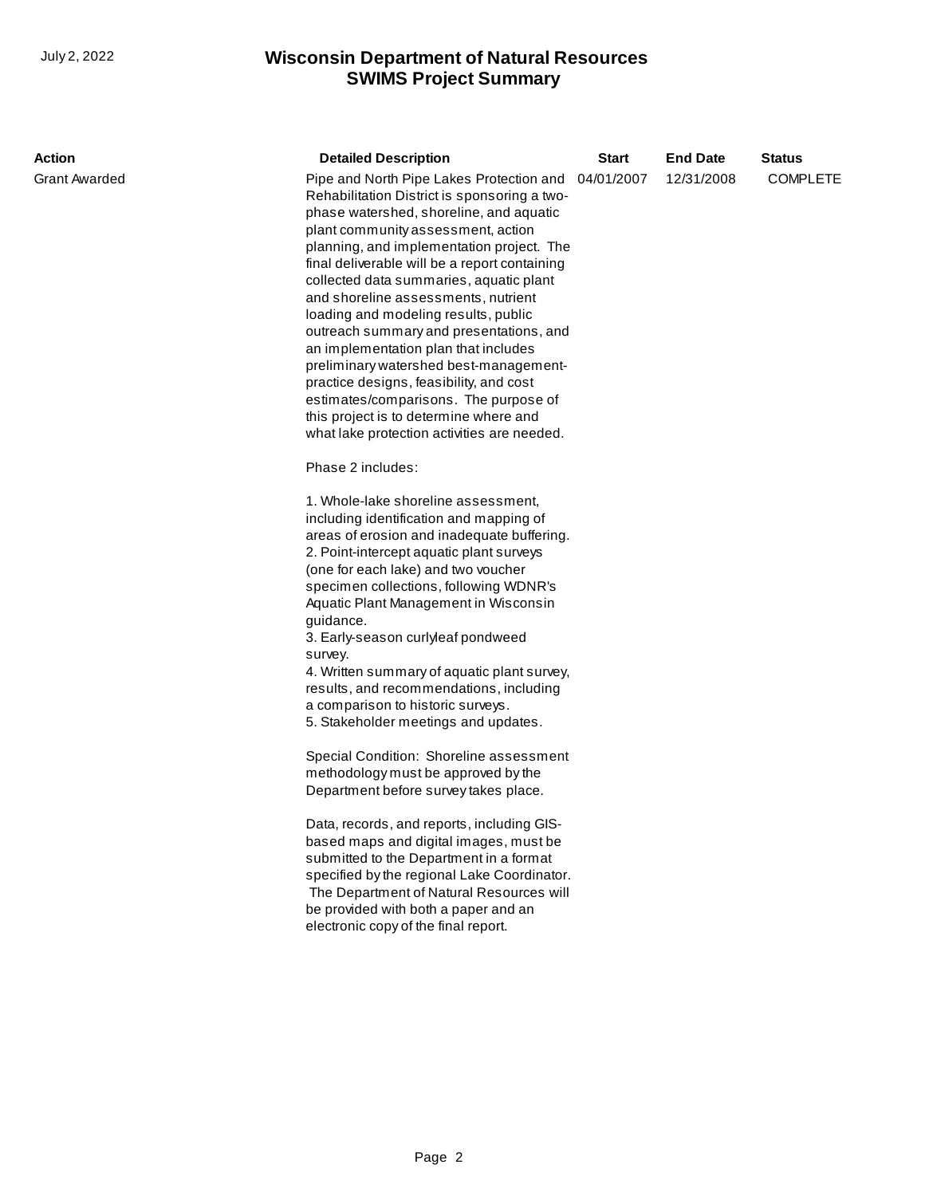| Action | Detailed Description | Start | End Date | Status |
| --- | --- | --- | --- | --- |
| Grant Awarded | Pipe and North Pipe Lakes Protection and Rehabilitation District is sponsoring a two-phase watershed, shoreline, and aquatic plant community assessment, action planning, and implementation project. The final deliverable will be a report containing collected data summaries, aquatic plant and shoreline assessments, nutrient loading and modeling results, public outreach summary and presentations, and an implementation plan that includes preliminary watershed best-management-practice designs, feasibility, and cost estimates/comparisons. The purpose of this project is to determine where and what lake protection activities are needed.<br><br>Phase 2 includes:<br><br>1. Whole-lake shoreline assessment, including identification and mapping of areas of erosion and inadequate buffering.<br>2. Point-intercept aquatic plant surveys (one for each lake) and two voucher specimen collections, following WDNR's Aquatic Plant Management in Wisconsin guidance.<br>3. Early-season curlyleaf pondweed survey.<br>4. Written summary of aquatic plant survey, results, and recommendations, including a comparison to historic surveys.<br>5. Stakeholder meetings and updates.<br><br>Special Condition: Shoreline assessment methodology must be approved by the Department before survey takes place.<br><br>Data, records, and reports, including GIS-based maps and digital images, must be submitted to the Department in a format specified by the regional Lake Coordinator. The Department of Natural Resources will be provided with both a paper and an electronic copy of the final report. | 04/01/2007 | 12/31/2008 | COMPLETE |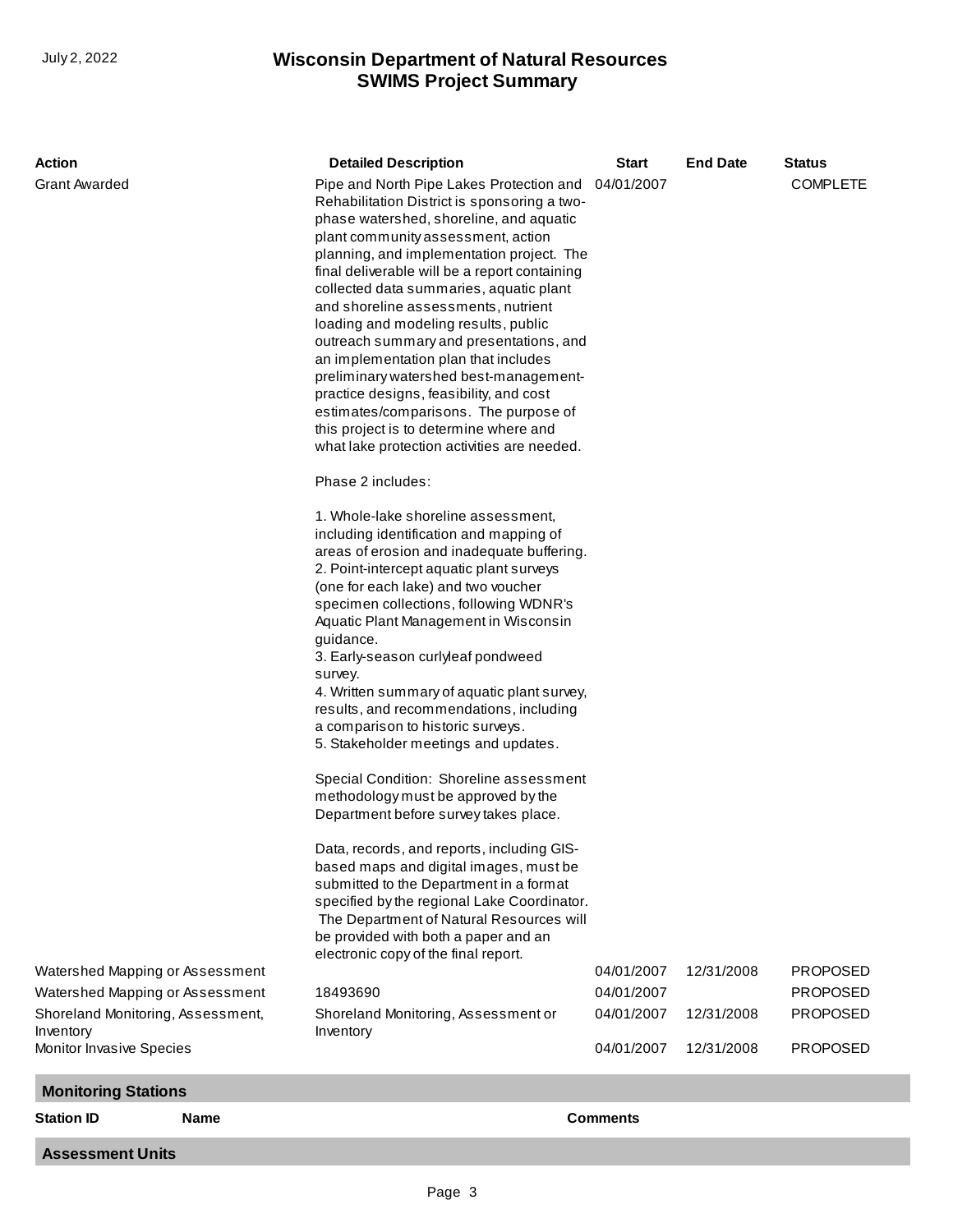| Action | Detailed Description | Start | End Date | Status |
|---|---|---|---|---|
| Grant Awarded | Pipe and North Pipe Lakes Protection and Rehabilitation District is sponsoring a two-phase watershed, shoreline, and aquatic plant community assessment, action planning, and implementation project. The final deliverable will be a report containing collected data summaries, aquatic plant and shoreline assessments, nutrient loading and modeling results, public outreach summary and presentations, and an implementation plan that includes preliminary watershed best-management-practice designs, feasibility, and cost estimates/comparisons. The purpose of this project is to determine where and what lake protection activities are needed.<br><br>Phase 2 includes:<br><br>1. Whole-lake shoreline assessment, including identification and mapping of areas of erosion and inadequate buffering.<br>2. Point-intercept aquatic plant surveys (one for each lake) and two voucher specimen collections, following WDNR's Aquatic Plant Management in Wisconsin guidance.<br>3. Early-season curlyleaf pondweed survey.<br>4. Written summary of aquatic plant survey, results, and recommendations, including a comparison to historic surveys.<br>5. Stakeholder meetings and updates.<br><br>Special Condition: Shoreline assessment methodology must be approved by the Department before survey takes place.<br><br>Data, records, and reports, including GIS-based maps and digital images, must be submitted to the Department in a format specified by the regional Lake Coordinator. The Department of Natural Resources will be provided with both a paper and an electronic copy of the final report. | 04/01/2007 | | COMPLETE |
| Watershed Mapping or Assessment | | 04/01/2007 | 12/31/2008 | PROPOSED |
| Watershed Mapping or Assessment | 18493690 | 04/01/2007 | | PROPOSED |
| Shoreland Monitoring, Assessment, Inventory | Shoreland Monitoring, Assessment or Inventory | 04/01/2007 | 12/31/2008 | PROPOSED |
| Monitor Invasive Species | | 04/01/2007 | 12/31/2008 | PROPOSED |

## Monitoring Stations

| Station ID | Name | Comments |
|---|---|---|

## Assessment Units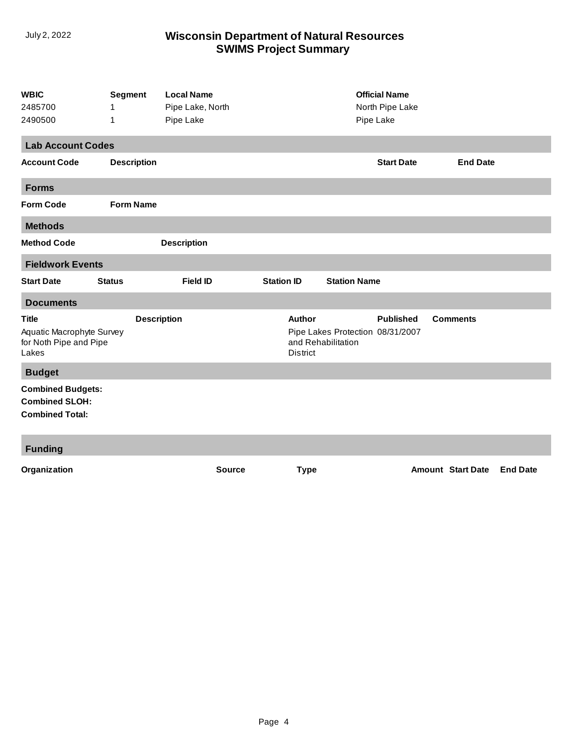# Wisconsin Department of Natural Resources
## SWIMS Project Summary

July 2, 2022

| WBIC | Segment | Local Name | Official Name |
|---|---|---|---|
| 2485700 | 1 | Pipe Lake, North | North Pipe Lake |
| 2490500 | 1 | Pipe Lake | Pipe Lake |

## Lab Account Codes

| Account Code | Description | Start Date | End Date |
|---|---|---|---|

## Forms

| Form Code | Form Name |
|---|---|

## Methods

| Method Code | Description |
|---|---|

## Fieldwork Events

| Start Date | Status | Field ID | Station ID | Station Name |
|---|---|---|---|---|

## Documents

| Title | Description | Author | Published | Comments |
|---|---|---|---|---|
| Aquatic Macrophyte Survey for Noth Pipe and Pipe Lakes | | Pipe Lakes Protection and Rehabilitation District | 08/31/2007 | |

## Budget

**Combined Budgets:**

**Combined SLOH:**

**Combined Total:**

## Funding

| Organization | Source | Type | Amount | Start Date | End Date |
|---|---|---|---|---|---|